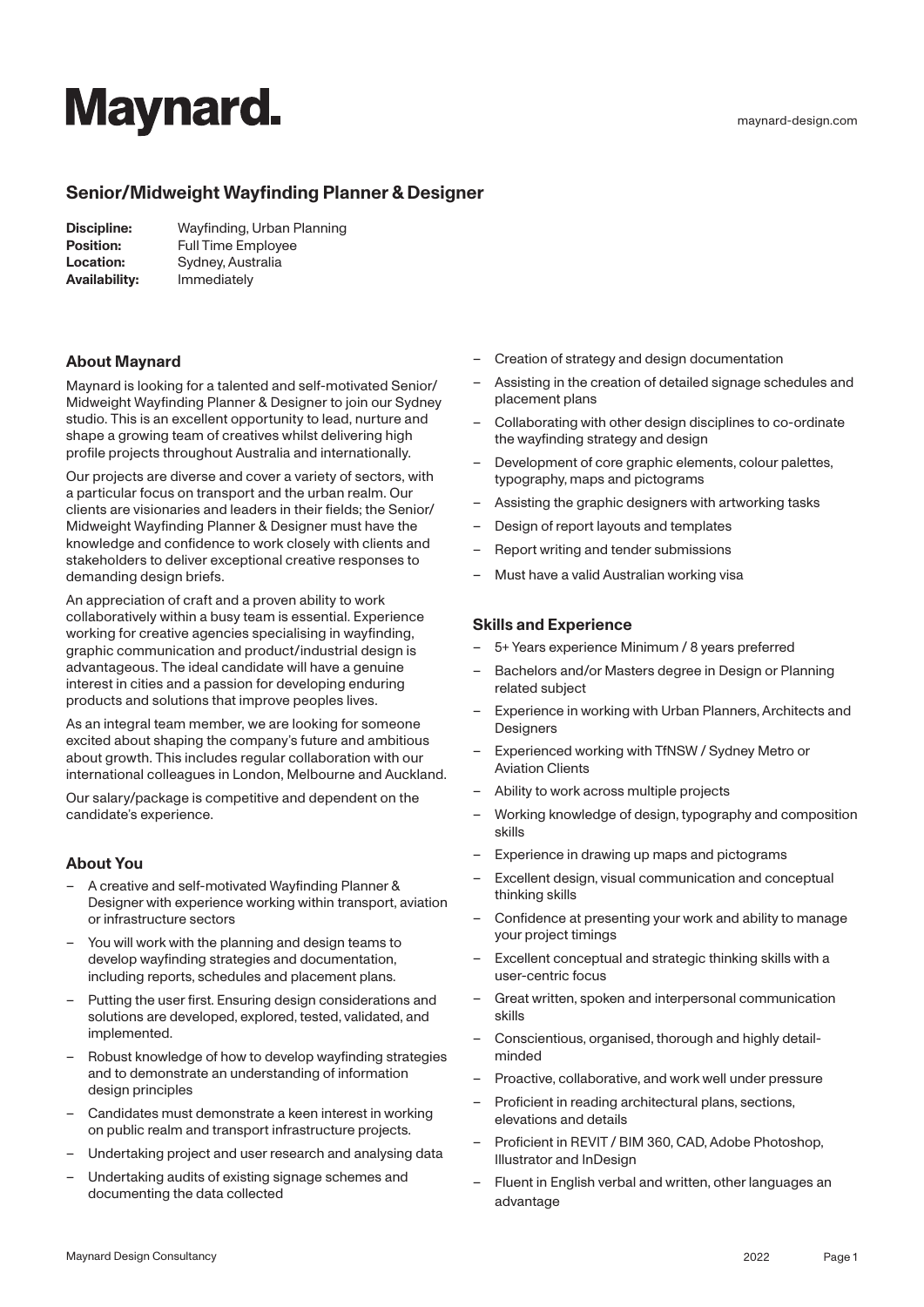# Maynard.

maynard-design.com

## Senior/Midweight Wayfinding Planner & Designer

**Discipline:** Wayfinding, Urban Planning
**Position:** Full Time Employee
**Location:** Sydney, Australia
**Availability:** Immediately

### About Maynard

Maynard is looking for a talented and self-motivated Senior/Midweight Wayfinding Planner & Designer to join our Sydney studio. This is an excellent opportunity to lead, nurture and shape a growing team of creatives whilst delivering high profile projects throughout Australia and internationally.

Our projects are diverse and cover a variety of sectors, with a particular focus on transport and the urban realm. Our clients are visionaries and leaders in their fields; the Senior/Midweight Wayfinding Planner & Designer must have the knowledge and confidence to work closely with clients and stakeholders to deliver exceptional creative responses to demanding design briefs.

An appreciation of craft and a proven ability to work collaboratively within a busy team is essential. Experience working for creative agencies specialising in wayfinding, graphic communication and product/industrial design is advantageous. The ideal candidate will have a genuine interest in cities and a passion for developing enduring products and solutions that improve peoples lives.

As an integral team member, we are looking for someone excited about shaping the company's future and ambitious about growth. This includes regular collaboration with our international colleagues in London, Melbourne and Auckland.

Our salary/package is competitive and dependent on the candidate's experience.

### About You

- A creative and self-motivated Wayfinding Planner & Designer with experience working within transport, aviation or infrastructure sectors
- You will work with the planning and design teams to develop wayfinding strategies and documentation, including reports, schedules and placement plans.
- Putting the user first. Ensuring design considerations and solutions are developed, explored, tested, validated, and implemented.
- Robust knowledge of how to develop wayfinding strategies and to demonstrate an understanding of information design principles
- Candidates must demonstrate a keen interest in working on public realm and transport infrastructure projects.
- Undertaking project and user research and analysing data
- Undertaking audits of existing signage schemes and documenting the data collected
- Creation of strategy and design documentation
- Assisting in the creation of detailed signage schedules and placement plans
- Collaborating with other design disciplines to co-ordinate the wayfinding strategy and design
- Development of core graphic elements, colour palettes, typography, maps and pictograms
- Assisting the graphic designers with artworking tasks
- Design of report layouts and templates
- Report writing and tender submissions
- Must have a valid Australian working visa

### Skills and Experience

- 5+ Years experience Minimum / 8 years preferred
- Bachelors and/or Masters degree in Design or Planning related subject
- Experience in working with Urban Planners, Architects and Designers
- Experienced working with TfNSW / Sydney Metro or Aviation Clients
- Ability to work across multiple projects
- Working knowledge of design, typography and composition skills
- Experience in drawing up maps and pictograms
- Excellent design, visual communication and conceptual thinking skills
- Confidence at presenting your work and ability to manage your project timings
- Excellent conceptual and strategic thinking skills with a user-centric focus
- Great written, spoken and interpersonal communication skills
- Conscientious, organised, thorough and highly detail-minded
- Proactive, collaborative, and work well under pressure
- Proficient in reading architectural plans, sections, elevations and details
- Proficient in REVIT / BIM 360, CAD, Adobe Photoshop, Illustrator and InDesign
- Fluent in English verbal and written, other languages an advantage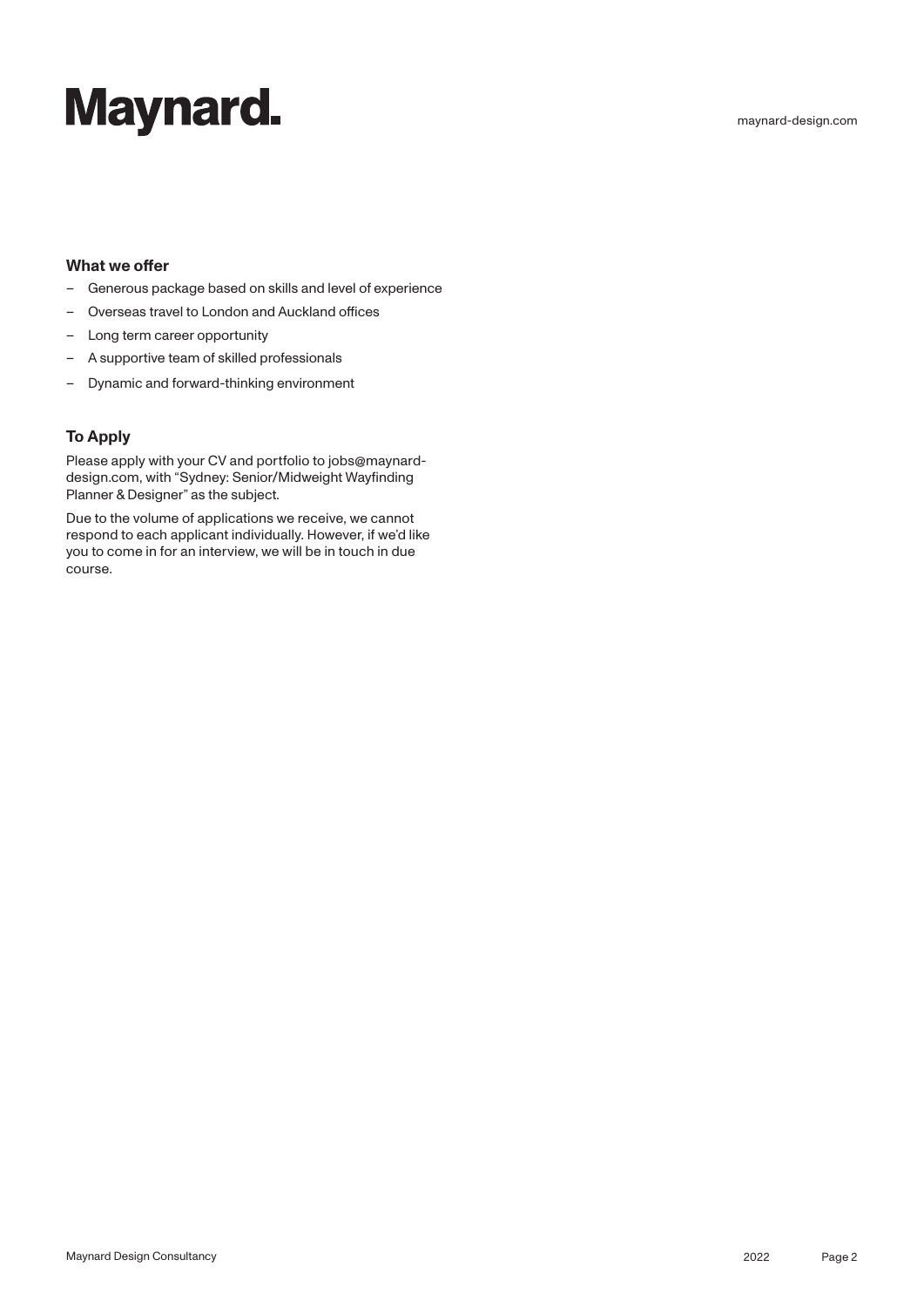### What we offer

- Generous package based on skills and level of experience
- Overseas travel to London and Auckland offices
- Long term career opportunity
- A supportive team of skilled professionals
- Dynamic and forward-thinking environment

### To Apply

Please apply with your CV and portfolio to jobs@maynard-design.com, with "Sydney: Senior/Midweight Wayfinding Planner & Designer" as the subject.

Due to the volume of applications we receive, we cannot respond to each applicant individually. However, if we'd like you to come in for an interview, we will be in touch in due course.